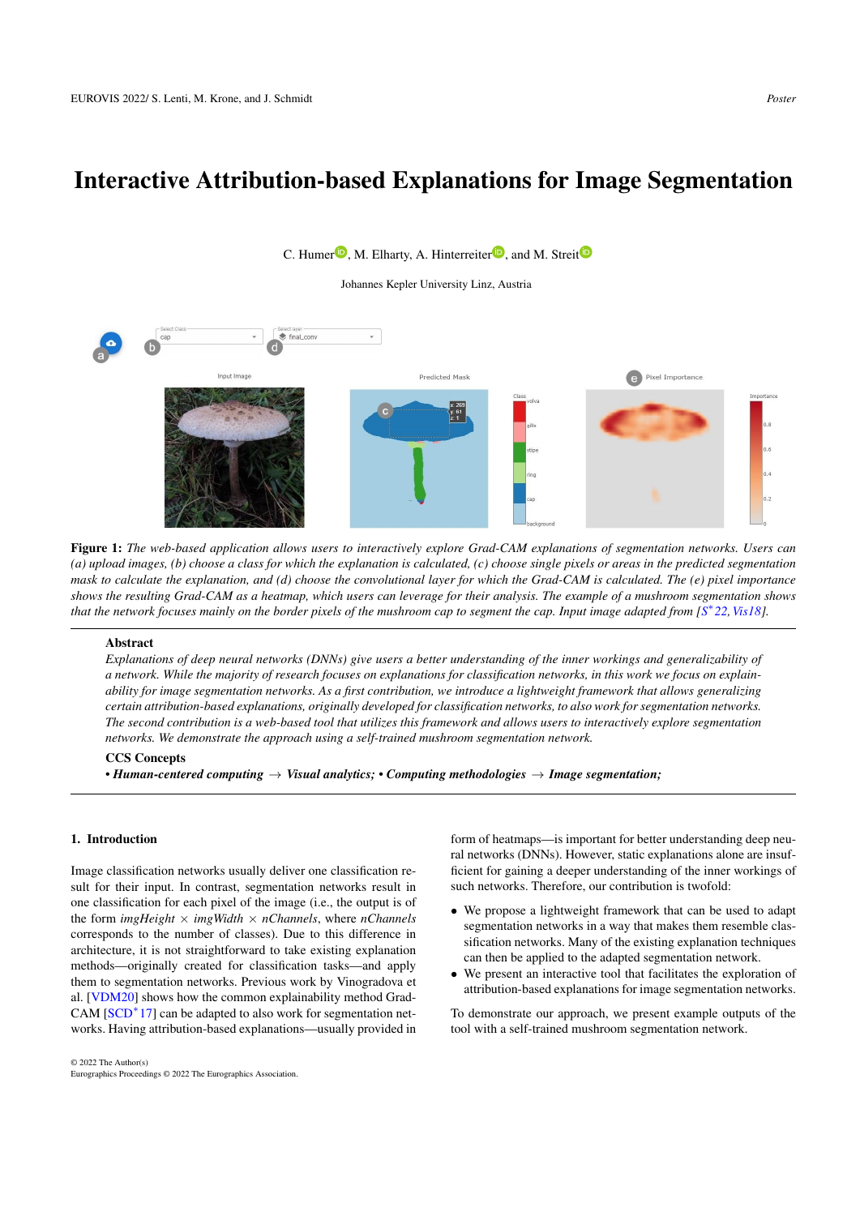# Interactive Attribution-based Explanations for Image Segmentation

C. Humer, M. Elharty, A. Hinterreiter, and M. Streit

Johannes Kepler University Linz, Austria

**Figure 1:** *The web-based application allows users to interactively explore Grad-CAM explanations of segmentation networks. Users can (a) upload images, (b) choose a class for which the explanation is calculated, (c) choose single pixels or areas in the predicted segmentation mask to calculate the explanation, and (d) choose the convolutional layer for which the Grad-CAM is calculated. The (e) pixel importance shows the resulting Grad-CAM as a heatmap, which users can leverage for their analysis. The example of a mushroom segmentation shows that the network focuses mainly on the border pixels of the mushroom cap to segment the cap. Input image adapted from [S*22, Vis18].*

## Abstract

*Explanations of deep neural networks (DNNs) give users a better understanding of the inner workings and generalizability of a network. While the majority of research focuses on explanations for classification networks, in this work we focus on explainability for image segmentation networks. As a first contribution, we introduce a lightweight framework that allows generalizing certain attribution-based explanations, originally developed for classification networks, to also work for segmentation networks. The second contribution is a web-based tool that utilizes this framework and allows users to interactively explore segmentation networks. We demonstrate the approach using a self-trained mushroom segmentation network.*

### CCS Concepts

• ***Human-centered computing*** → ***Visual analytics;*** • ***Computing methodologies*** → ***Image segmentation;***

## 1. Introduction

Image classification networks usually deliver one classification result for their input. In contrast, segmentation networks result in one classification for each pixel of the image (i.e., the output is of the form *imgHeight* × *imgWidth* × *nChannels*, where *nChannels* corresponds to the number of classes). Due to this difference in architecture, it is not straightforward to take existing explanation methods—originally created for classification tasks—and apply them to segmentation networks. Previous work by Vinogradova et al. [VDM20] shows how the common explainability method Grad-CAM [SCD*17] can be adapted to also work for segmentation networks. Having attribution-based explanations—usually provided in form of heatmaps—is important for better understanding deep neural networks (DNNs). However, static explanations alone are insufficient for gaining a deeper understanding of the inner workings of such networks. Therefore, our contribution is twofold:

- We propose a lightweight framework that can be used to adapt segmentation networks in a way that makes them resemble classification networks. Many of the existing explanation techniques can then be applied to the adapted segmentation network.
- We present an interactive tool that facilitates the exploration of attribution-based explanations for image segmentation networks.

To demonstrate our approach, we present example outputs of the tool with a self-trained mushroom segmentation network.

© 2022 The Author(s)
Eurographics Proceedings © 2022 The Eurographics Association.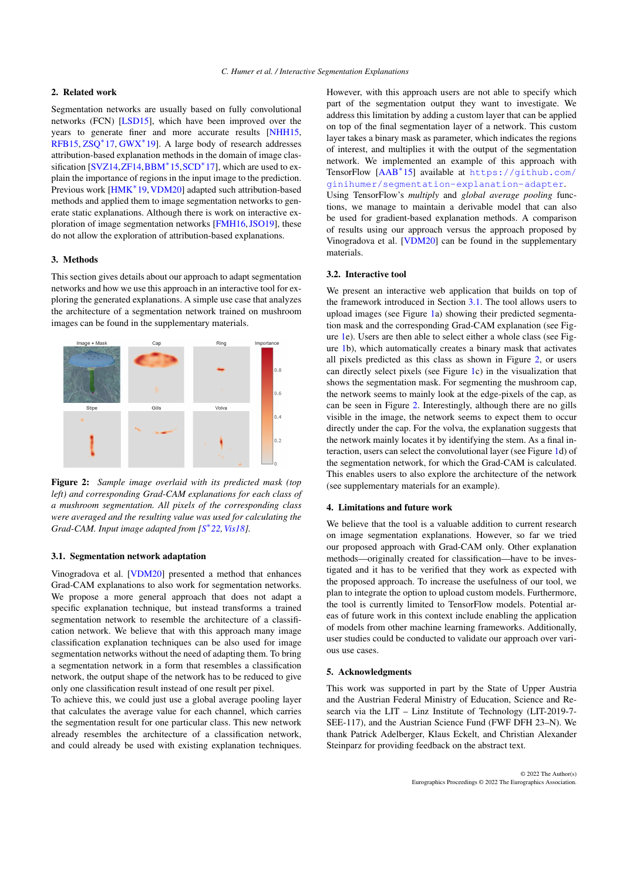## 2. Related work

Segmentation networks are usually based on fully convolutional networks (FCN) [LSD15], which have been improved over the years to generate finer and more accurate results [NHH15, RFB15, ZSQ*17, GWX*19]. A large body of research addresses attribution-based explanation methods in the domain of image classification [SVZ14, ZF14, BBM*15, SCD*17], which are used to explain the importance of regions in the input image to the prediction. Previous work [HMK*19, VDM20] adapted such attribution-based methods and applied them to image segmentation networks to generate static explanations. Although there is work on interactive exploration of image segmentation networks [FMH16, JSO19], these do not allow the exploration of attribution-based explanations.

## 3. Methods

This section gives details about our approach to adapt segmentation networks and how we use this approach in an interactive tool for exploring the generated explanations. A simple use case that analyzes the architecture of a segmentation network trained on mushroom images can be found in the supplementary materials.

**Figure 2:** *Sample image overlaid with its predicted mask (top left) and corresponding Grad-CAM explanations for each class of a mushroom segmentation. All pixels of the corresponding class were averaged and the resulting value was used for calculating the Grad-CAM. Input image adapted from [S*22, Vis18].*

### 3.1. Segmentation network adaptation

Vinogradova et al. [VDM20] presented a method that enhances Grad-CAM explanations to also work for segmentation networks. We propose a more general approach that does not adapt a specific explanation technique, but instead transforms a trained segmentation network to resemble the architecture of a classification network. We believe that with this approach many image classification explanation techniques can be also used for image segmentation networks without the need of adapting them. To bring a segmentation network in a form that resembles a classification network, the output shape of the network has to be reduced to give only one classification result instead of one result per pixel.
To achieve this, we could just use a global average pooling layer that calculates the average value for each channel, which carries the segmentation result for one particular class. This new network already resembles the architecture of a classification network, and could already be used with existing explanation techniques. However, with this approach users are not able to specify which part of the segmentation output they want to investigate. We address this limitation by adding a custom layer that can be applied on top of the final segmentation layer of a network. This custom layer takes a binary mask as parameter, which indicates the regions of interest, and multiplies it with the output of the segmentation network. We implemented an example of this approach with TensorFlow [AAB*15] available at https://github.com/ginihumer/segmentation-explanation-adapter.
Using TensorFlow's *multiply* and *global average pooling* functions, we manage to maintain a derivable model that can also be used for gradient-based explanation methods. A comparison of results using our approach versus the approach proposed by Vinogradova et al. [VDM20] can be found in the supplementary materials.

### 3.2. Interactive tool

We present an interactive web application that builds on top of the framework introduced in Section 3.1. The tool allows users to upload images (see Figure 1a) showing their predicted segmentation mask and the corresponding Grad-CAM explanation (see Figure 1e). Users are then able to select either a whole class (see Figure 1b), which automatically creates a binary mask that activates all pixels predicted as this class as shown in Figure 2, or users can directly select pixels (see Figure 1c) in the visualization that shows the segmentation mask. For segmenting the mushroom cap, the network seems to mainly look at the edge-pixels of the cap, as can be seen in Figure 2. Interestingly, although there are no gills visible in the image, the network seems to expect them to occur directly under the cap. For the volva, the explanation suggests that the network mainly locates it by identifying the stem. As a final interaction, users can select the convolutional layer (see Figure 1d) of the segmentation network, for which the Grad-CAM is calculated. This enables users to also explore the architecture of the network (see supplementary materials for an example).

## 4. Limitations and future work

We believe that the tool is a valuable addition to current research on image segmentation explanations. However, so far we tried our proposed approach with Grad-CAM only. Other explanation methods—originally created for classification—have to be investigated and it has to be verified that they work as expected with the proposed approach. To increase the usefulness of our tool, we plan to integrate the option to upload custom models. Furthermore, the tool is currently limited to TensorFlow models. Potential areas of future work in this context include enabling the application of models from other machine learning frameworks. Additionally, user studies could be conducted to validate our approach over various use cases.

## 5. Acknowledgments

This work was supported in part by the State of Upper Austria and the Austrian Federal Ministry of Education, Science and Research via the LIT – Linz Institute of Technology (LIT-2019-7-SEE-117), and the Austrian Science Fund (FWF DFH 23–N). We thank Patrick Adelberger, Klaus Eckelt, and Christian Alexander Steinparz for providing feedback on the abstract text.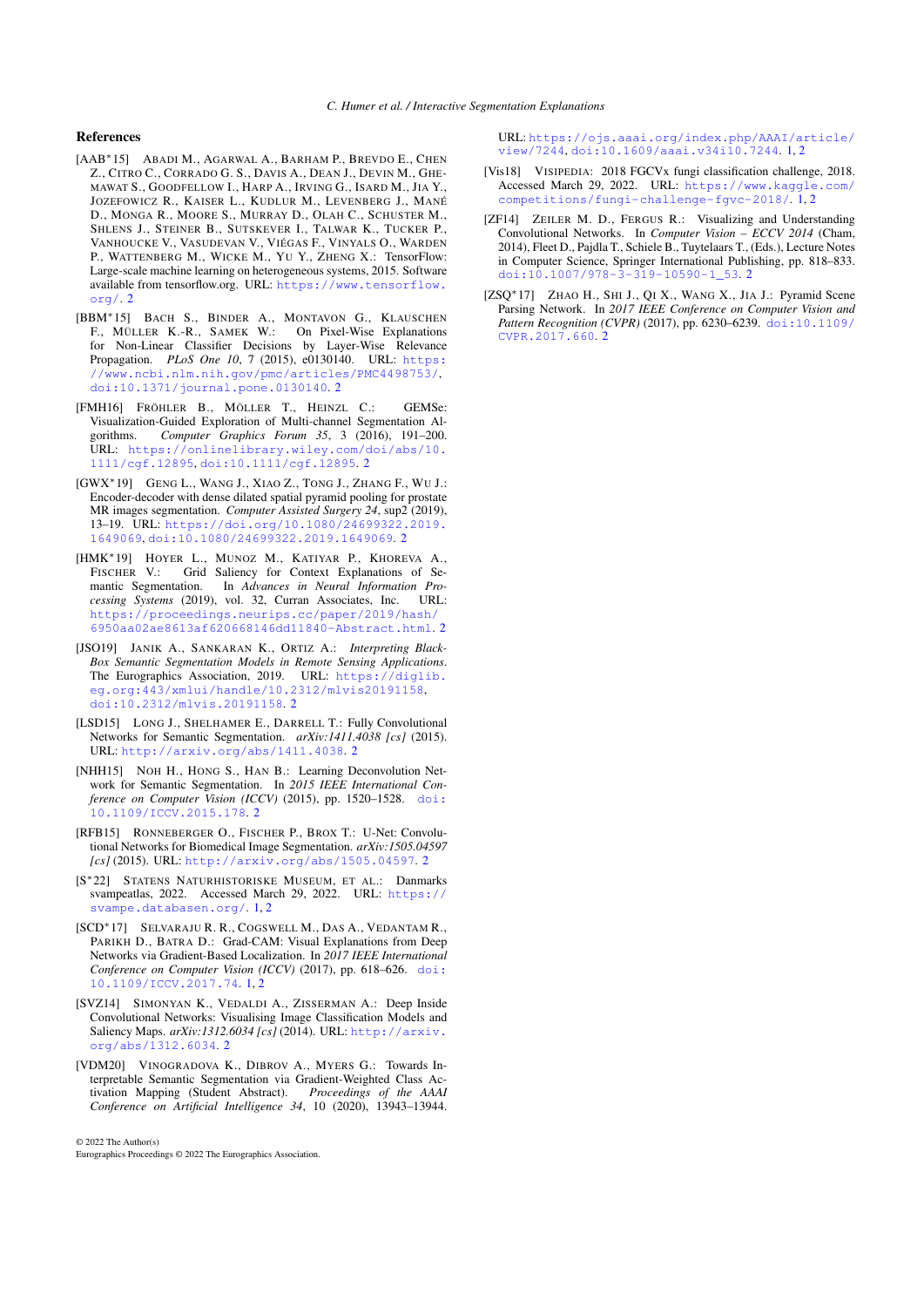## References

[AAB*15] Abadi M., Agarwal A., Barham P., Brevdo E., Chen Z., Citro C., Corrado G. S., Davis A., Dean J., Devin M., Ghemawat S., Goodfellow I., Harp A., Irving G., Isard M., Jia Y., Jozefowicz R., Kaiser L., Kudlur M., Levenberg J., Mané D., Monga R., Moore S., Murray D., Olah C., Schuster M., Shlens J., Steiner B., Sutskever I., Talwar K., Tucker P., Vanhoucke V., Vasudevan V., Viégas F., Vinyals O., Warden P., Wattenberg M., Wicke M., Yu Y., Zheng X.: TensorFlow: Large-scale machine learning on heterogeneous systems, 2015. Software available from tensorflow.org. URL: https://www.tensorflow.org/. 2

[BBM*15] Bach S., Binder A., Montavon G., Klauschen F., Müller K.-R., Samek W.: On Pixel-Wise Explanations for Non-Linear Classifier Decisions by Layer-Wise Relevance Propagation. *PLoS One 10*, 7 (2015), e0130140. URL: https://www.ncbi.nlm.nih.gov/pmc/articles/PMC4498753/, doi:10.1371/journal.pone.0130140. 2

[FMH16] Fröhler B., Möller T., Heinzl C.: GEMSe: Visualization-Guided Exploration of Multi-channel Segmentation Algorithms. *Computer Graphics Forum 35*, 3 (2016), 191–200. URL: https://onlinelibrary.wiley.com/doi/abs/10.1111/cgf.12895, doi:10.1111/cgf.12895. 2

[GWX*19] Geng L., Wang J., Xiao Z., Tong J., Zhang F., Wu J.: Encoder-decoder with dense dilated spatial pyramid pooling for prostate MR images segmentation. *Computer Assisted Surgery 24*, sup2 (2019), 13–19. URL: https://doi.org/10.1080/24699322.2019.1649069, doi:10.1080/24699322.2019.1649069. 2

[HMK*19] Hoyer L., Munoz M., Katiyar P., Khoreva A., Fischer V.: Grid Saliency for Context Explanations of Semantic Segmentation. In *Advances in Neural Information Processing Systems* (2019), vol. 32, Curran Associates, Inc. URL: https://proceedings.neurips.cc/paper/2019/hash/6950aa02ae8613af620668146dd11840-Abstract.html. 2

[JSO19] Janik A., Sankaran K., Ortiz A.: *Interpreting Black-Box Semantic Segmentation Models in Remote Sensing Applications*. The Eurographics Association, 2019. URL: https://diglib.eg.org:443/xmlui/handle/10.2312/mlvis20191158, doi:10.2312/mlvis.20191158. 2

[LSD15] Long J., Shelhamer E., Darrell T.: Fully Convolutional Networks for Semantic Segmentation. *arXiv:1411.4038 [cs]* (2015). URL: http://arxiv.org/abs/1411.4038. 2

[NHH15] Noh H., Hong S., Han B.: Learning Deconvolution Network for Semantic Segmentation. In *2015 IEEE International Conference on Computer Vision (ICCV)* (2015), pp. 1520–1528. doi:10.1109/ICCV.2015.178. 2

[RFB15] Ronneberger O., Fischer P., Brox T.: U-Net: Convolutional Networks for Biomedical Image Segmentation. *arXiv:1505.04597 [cs]* (2015). URL: http://arxiv.org/abs/1505.04597. 2

[S*22] Statens Naturhistoriske Museum, et al.: Danmarks svampeatlas, 2022. Accessed March 29, 2022. URL: https://svampe.databasen.org/. 1, 2

[SCD*17] Selvaraju R. R., Cogswell M., Das A., Vedantam R., Parikh D., Batra D.: Grad-CAM: Visual Explanations from Deep Networks via Gradient-Based Localization. In *2017 IEEE International Conference on Computer Vision (ICCV)* (2017), pp. 618–626. doi:10.1109/ICCV.2017.74. 1, 2

[SVZ14] Simonyan K., Vedaldi A., Zisserman A.: Deep Inside Convolutional Networks: Visualising Image Classification Models and Saliency Maps. *arXiv:1312.6034 [cs]* (2014). URL: http://arxiv.org/abs/1312.6034. 2

[VDM20] Vinogradova K., Dibrov A., Myers G.: Towards Interpretable Semantic Segmentation via Gradient-Weighted Class Activation Mapping (Student Abstract). *Proceedings of the AAAI Conference on Artificial Intelligence 34*, 10 (2020), 13943–13944. URL: https://ojs.aaai.org/index.php/AAAI/article/view/7244, doi:10.1609/aaai.v34i10.7244. 1, 2

[Vis18] Visipedia: 2018 FGCVx fungi classification challenge, 2018. Accessed March 29, 2022. URL: https://www.kaggle.com/competitions/fungi-challenge-fgvc-2018/. 1, 2

[ZF14] Zeiler M. D., Fergus R.: Visualizing and Understanding Convolutional Networks. In *Computer Vision – ECCV 2014* (Cham, 2014), Fleet D., Pajdla T., Schiele B., Tuytelaars T., (Eds.), Lecture Notes in Computer Science, Springer International Publishing, pp. 818–833. doi:10.1007/978-3-319-10590-1_53. 2

[ZSQ*17] Zhao H., Shi J., Qi X., Wang X., Jia J.: Pyramid Scene Parsing Network. In *2017 IEEE Conference on Computer Vision and Pattern Recognition (CVPR)* (2017), pp. 6230–6239. doi:10.1109/CVPR.2017.660. 2